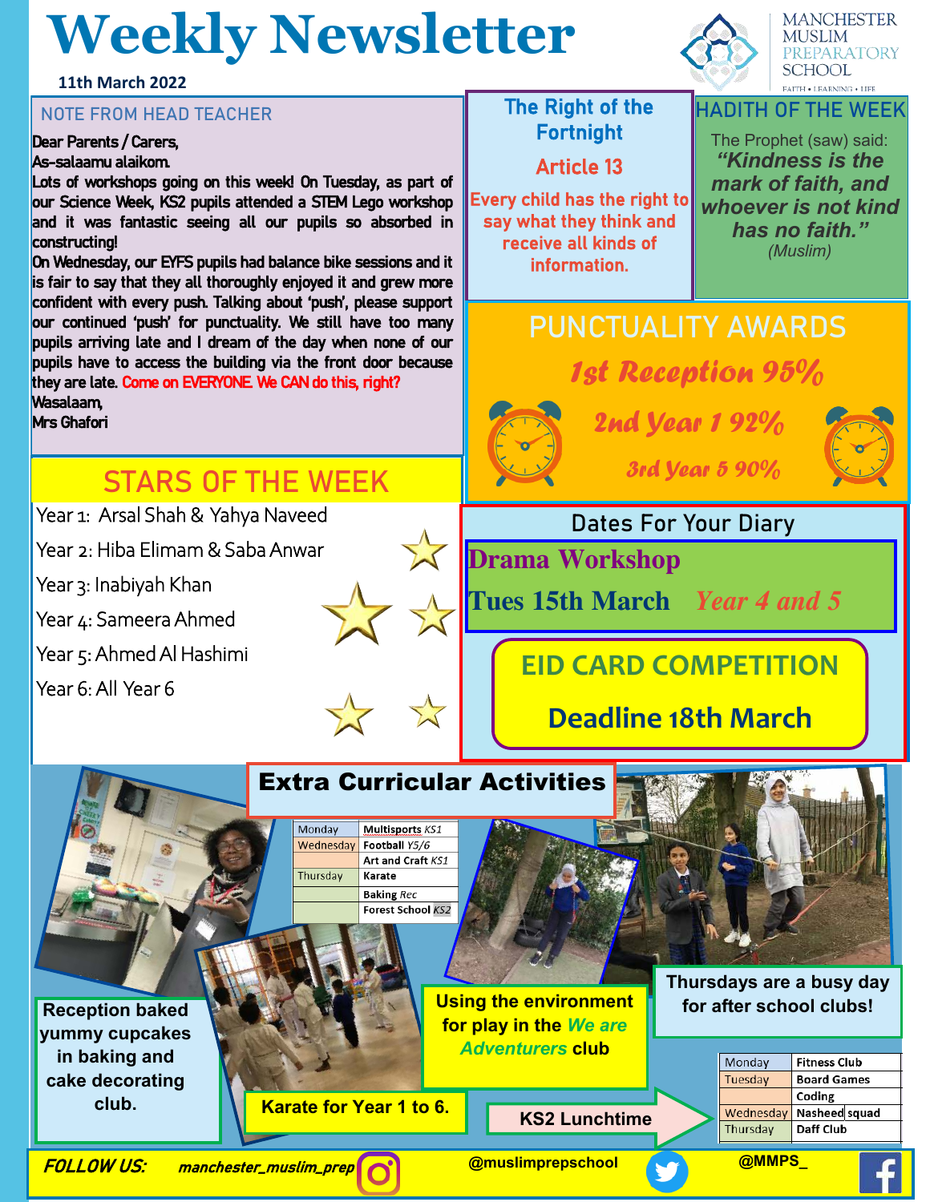# Weekly Newsletter

**11th March 2022**

MANCHESTER MUSLIM PREPARATORY SCHOOL
FAITH • LEARNING • LIFE

## NOTE FROM HEAD TEACHER

Dear Parents / Carers,
As-salaamu alaikom.

Lots of workshops going on this week! On Tuesday, as part of our Science Week, KS2 pupils attended a STEM Lego workshop and it was fantastic seeing all our pupils so absorbed in constructing!

On Wednesday, our EYFS pupils had balance bike sessions and it is fair to say that they all thoroughly enjoyed it and grew more confident with every push. Talking about 'push', please support our continued 'push' for punctuality. We still have too many pupils arriving late and I dream of the day when none of our pupils have to access the building via the front door because they are late. **Come on EVERYONE. We CAN do this, right?**

Wasalaam,
Mrs Ghafori

## The Right of the Fortnight

**Article 13**

Every child has the right to say what they think and receive all kinds of information.

## HADITH OF THE WEEK

The Prophet (saw) said:
***"Kindness is the mark of faith, and whoever is not kind has no faith."***
*(Muslim)*

## PUNCTUALITY AWARDS

*1st Reception 95%*
*2nd Year 1 92%*
*3rd Year 5 90%*

## STARS OF THE WEEK

- Year 1: Arsal Shah & Yahya Naveed
- Year 2: Hiba Elimam & Saba Anwar
- Year 3: Inabiyah Khan
- Year 4: Sameera Ahmed
- Year 5: Ahmed Al Hashimi
- Year 6: All Year 6

## Dates For Your Diary

**Drama Workshop**
**Tues 15th March** *Year 4 and 5*

**EID CARD COMPETITION**
**Deadline 18th March**

## Extra Curricular Activities

| | |
|---|---|
| Monday | Multisports *KS1* |
| Wednesday | Football *Y5/6* |
| | Art and Craft *KS1* |
| Thursday | Karate |
| | Baking *Rec* |
| | Forest School *KS2* |

Reception baked yummy cupcakes in baking and cake decorating club.

Karate for Year 1 to 6.

Using the environment for play in the *We are Adventurers* club

Thursdays are a busy day for after school clubs!

KS2 Lunchtime

| | |
|---|---|
| Monday | Fitness Club |
| Tuesday | Board Games |
| | Coding |
| Wednesday | Nasheed squad |
| Thursday | Daff Club |

**FOLLOW US:** manchester_muslim_prep @muslimprepschool @MMPS_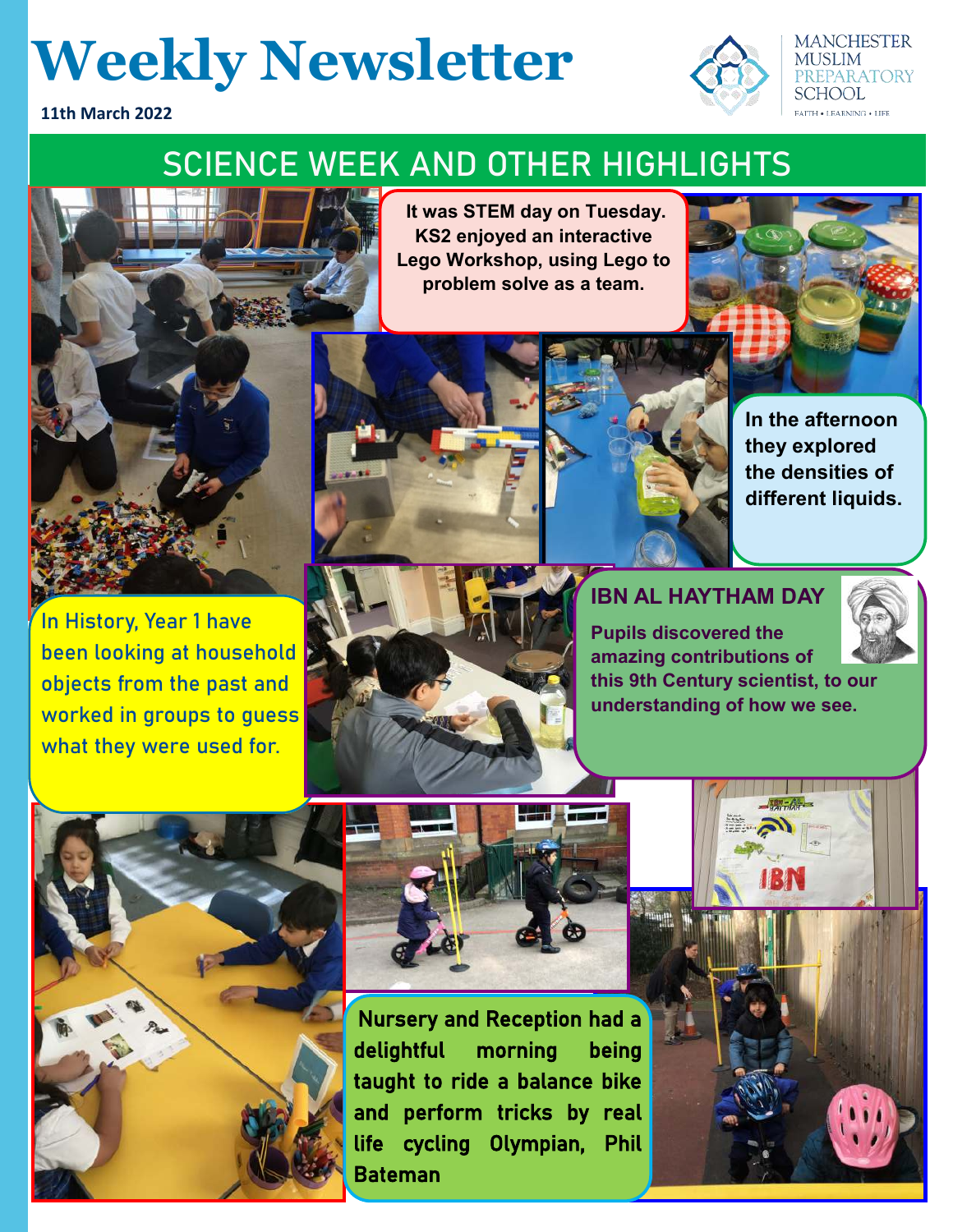# Weekly Newsletter

**11th March 2022**

MANCHESTER MUSLIM PREPARATORY SCHOOL

FAITH • LEARNING • LIFE

## SCIENCE WEEK AND OTHER HIGHLIGHTS

**It was STEM day on Tuesday. KS2 enjoyed an interactive Lego Workshop, using Lego to problem solve as a team.**

**In the afternoon they explored the densities of different liquids.**

In History, Year 1 have been looking at household objects from the past and worked in groups to guess what they were used for.

### IBN AL HAYTHAM DAY

**Pupils discovered the amazing contributions of this 9th Century scientist, to our understanding of how we see.**

Nursery and Reception had a delightful morning being taught to ride a balance bike and perform tricks by real life cycling Olympian, Phil Bateman